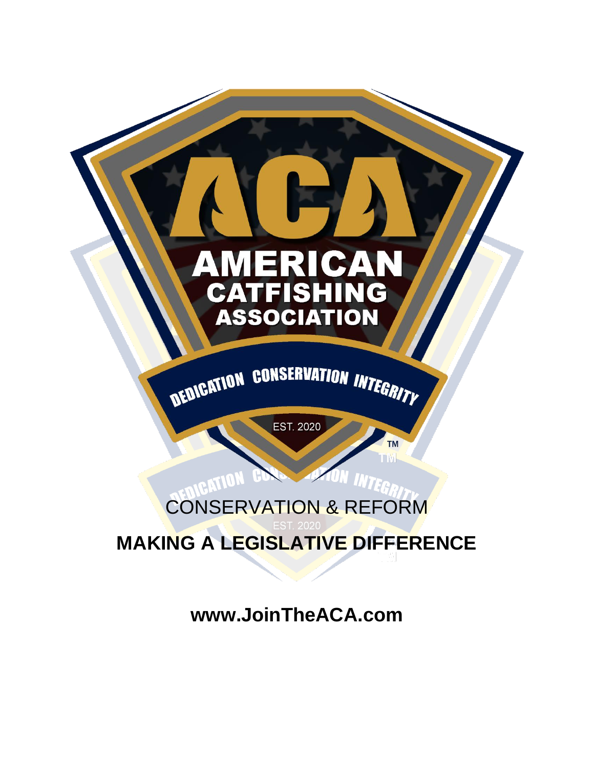# AMERICAN CATFISHING ASSOCIATION

DEDICATION CONSERVATION INTEGRITY

EST. 2020

CONSERVATION & REFORM

**MAKING A LEGISLATIVE DIFFERENCE**

**www.JoinTheACA.com**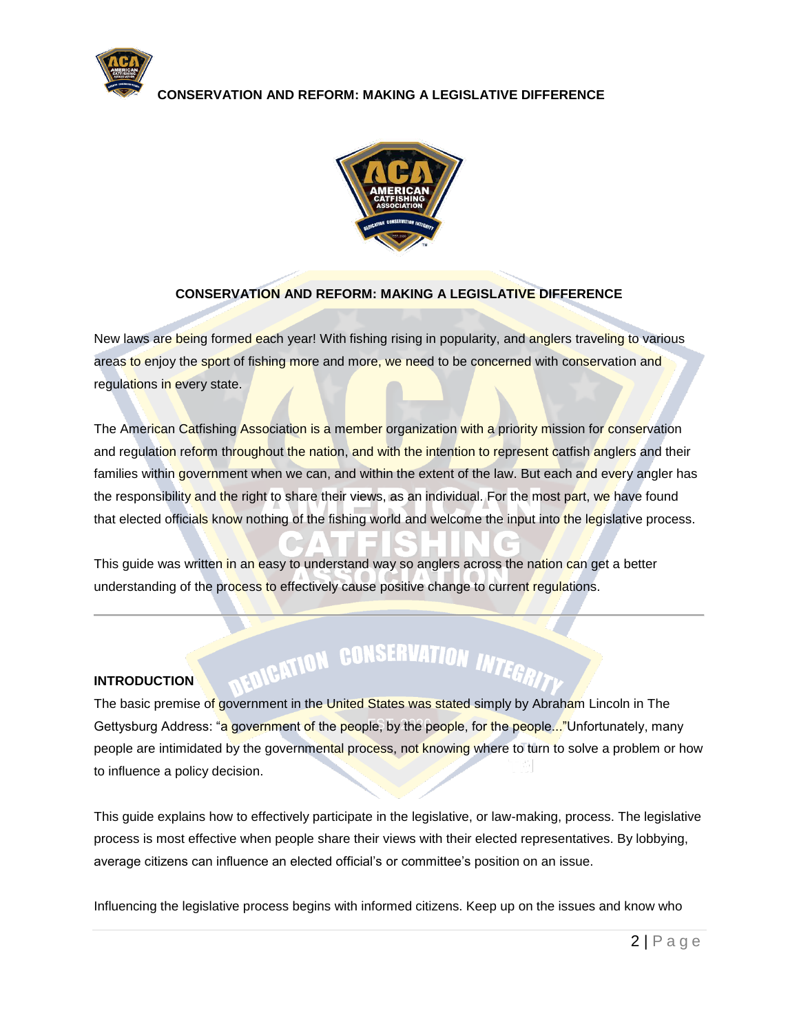# CONSERVATION AND REFORM: MAKING A LEGISLATIVE DIFFERENCE

New laws are being formed each year! With fishing rising in popularity, and anglers traveling to various areas to enjoy the sport of fishing more and more, we need to be concerned with conservation and regulations in every state.

The American Catfishing Association is a member organization with a priority mission for conservation and regulation reform throughout the nation, and with the intention to represent catfish anglers and their families within government when we can, and within the extent of the law. But each and every angler has the responsibility and the right to share their views, as an individual. For the most part, we have found that elected officials know nothing of the fishing world and welcome the input into the legislative process.

This guide was written in an easy to understand way so anglers across the nation can get a better understanding of the process to effectively cause positive change to current regulations.

---

## INTRODUCTION

The basic premise of government in the United States was stated simply by Abraham Lincoln in The Gettysburg Address: "a government of the people, by the people, for the people..."Unfortunately, many people are intimidated by the governmental process, not knowing where to turn to solve a problem or how to influence a policy decision.

This guide explains how to effectively participate in the legislative, or law-making, process. The legislative process is most effective when people share their views with their elected representatives. By lobbying, average citizens can influence an elected official's or committee's position on an issue.

Influencing the legislative process begins with informed citizens. Keep up on the issues and know who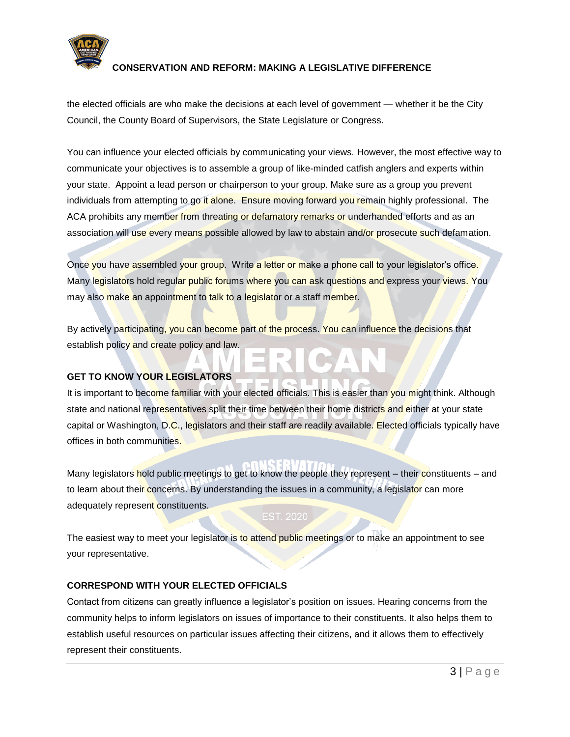the elected officials are who make the decisions at each level of government — whether it be the City Council, the County Board of Supervisors, the State Legislature or Congress.

You can influence your elected officials by communicating your views. However, the most effective way to communicate your objectives is to assemble a group of like-minded catfish anglers and experts within your state. Appoint a lead person or chairperson to your group. Make sure as a group you prevent individuals from attempting to go it alone. Ensure moving forward you remain highly professional. The ACA prohibits any member from threating or defamatory remarks or underhanded efforts and as an association will use every means possible allowed by law to abstain and/or prosecute such defamation.

Once you have assembled your group. Write a letter or make a phone call to your legislator's office. Many legislators hold regular public forums where you can ask questions and express your views. You may also make an appointment to talk to a legislator or a staff member.

By actively participating, you can become part of the process. You can influence the decisions that establish policy and create policy and law.

**GET TO KNOW YOUR LEGISLATORS**

It is important to become familiar with your elected officials. This is easier than you might think. Although state and national representatives split their time between their home districts and either at your state capital or Washington, D.C., legislators and their staff are readily available. Elected officials typically have offices in both communities.

Many legislators hold public meetings to get to know the people they represent – their constituents – and to learn about their concerns. By understanding the issues in a community, a legislator can more adequately represent constituents.

The easiest way to meet your legislator is to attend public meetings or to make an appointment to see your representative.

**CORRESPOND WITH YOUR ELECTED OFFICIALS**

Contact from citizens can greatly influence a legislator's position on issues. Hearing concerns from the community helps to inform legislators on issues of importance to their constituents. It also helps them to establish useful resources on particular issues affecting their citizens, and it allows them to effectively represent their constituents.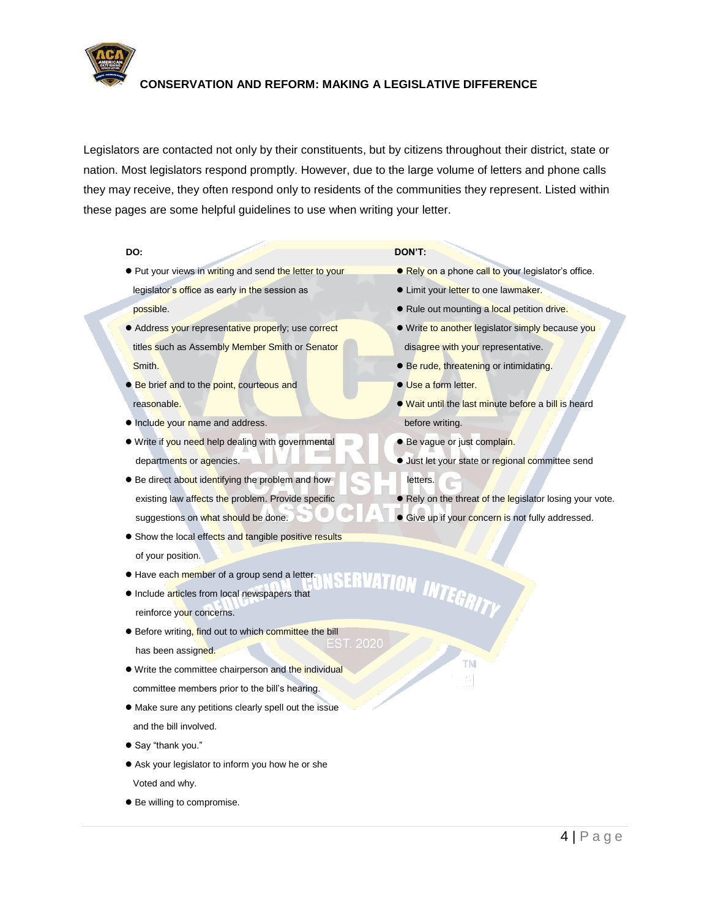## CONSERVATION AND REFORM: MAKING A LEGISLATIVE DIFFERENCE

Legislators are contacted not only by their constituents, but by citizens throughout their district, state or nation. Most legislators respond promptly. However, due to the large volume of letters and phone calls they may receive, they often respond only to residents of the communities they represent. Listed within these pages are some helpful guidelines to use when writing your letter.

**DO:**

- Put your views in writing and send the letter to your legislator's office as early in the session as possible.
- Address your representative properly; use correct titles such as Assembly Member Smith or Senator Smith.
- Be brief and to the point, courteous and reasonable.
- Include your name and address.
- Write if you need help dealing with governmental departments or agencies.
- Be direct about identifying the problem and how existing law affects the problem. Provide specific suggestions on what should be done.
- Show the local effects and tangible positive results of your position.
- Have each member of a group send a letter.
- Include articles from local newspapers that reinforce your concerns.
- Before writing, find out to which committee the bill has been assigned.
- Write the committee chairperson and the individual committee members prior to the bill's hearing.
- Make sure any petitions clearly spell out the issue and the bill involved.
- Say "thank you."
- Ask your legislator to inform you how he or she Voted and why.
- Be willing to compromise.

**DON'T:**

- Rely on a phone call to your legislator's office.
- Limit your letter to one lawmaker.
- Rule out mounting a local petition drive.
- Write to another legislator simply because you disagree with your representative.
- Be rude, threatening or intimidating.
- Use a form letter.
- Wait until the last minute before a bill is heard before writing.
- Be vague or just complain.
- Just let your state or regional committee send letters.
- Rely on the threat of the legislator losing your vote.
- Give up if your concern is not fully addressed.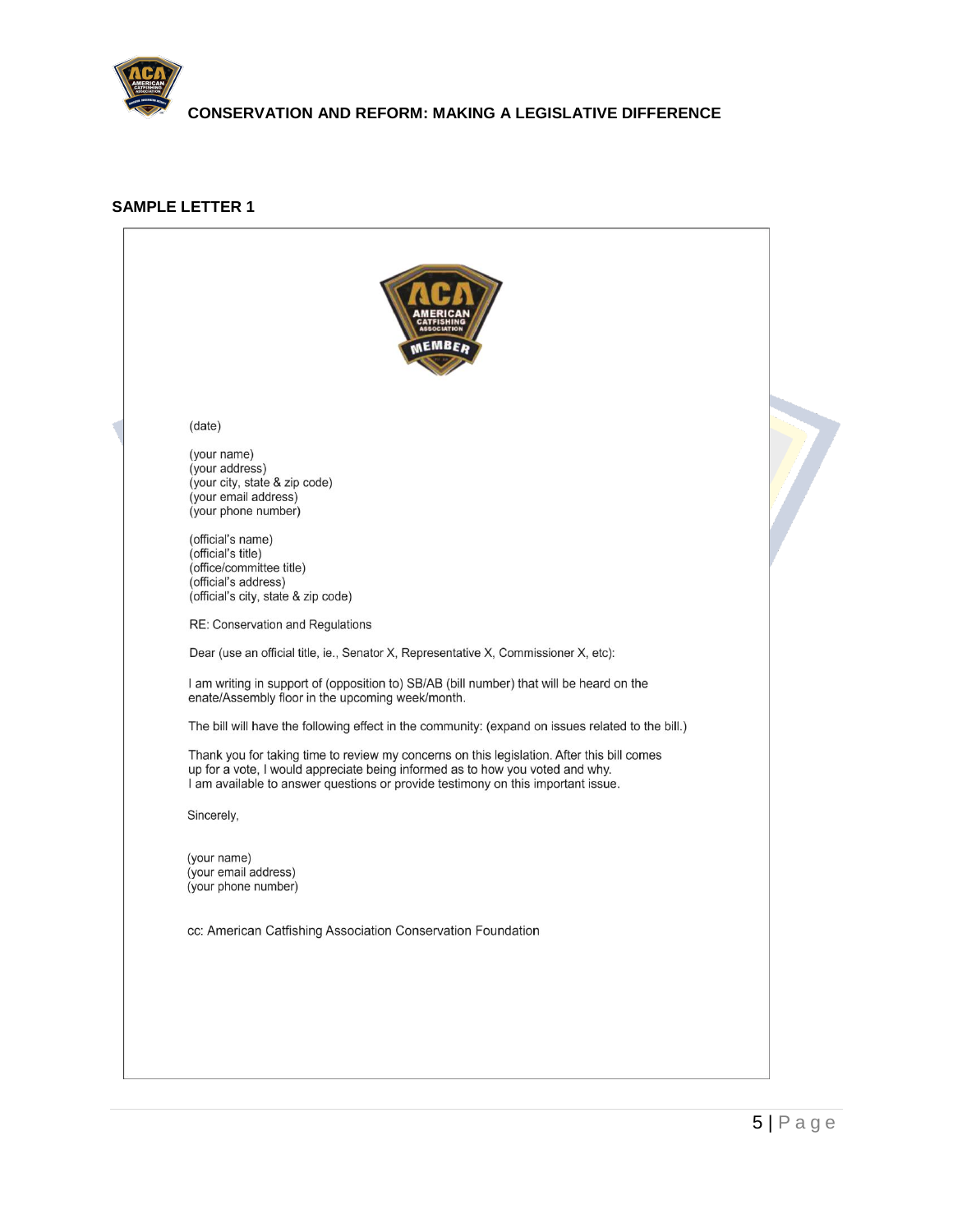## SAMPLE LETTER 1

(date)

(your name)
(your address)
(your city, state & zip code)
(your email address)
(your phone number)

(official's name)
(official's title)
(office/committee title)
(official's address)
(official's city, state & zip code)

RE: Conservation and Regulations

Dear (use an official title, ie., Senator X, Representative X, Commissioner X, etc):

I am writing in support of (opposition to) SB/AB (bill number) that will be heard on the enate/Assembly floor in the upcoming week/month.

The bill will have the following effect in the community: (expand on issues related to the bill.)

Thank you for taking time to review my concerns on this legislation. After this bill comes up for a vote, I would appreciate being informed as to how you voted and why.
I am available to answer questions or provide testimony on this important issue.

Sincerely,

(your name)
(your email address)
(your phone number)

cc: American Catfishing Association Conservation Foundation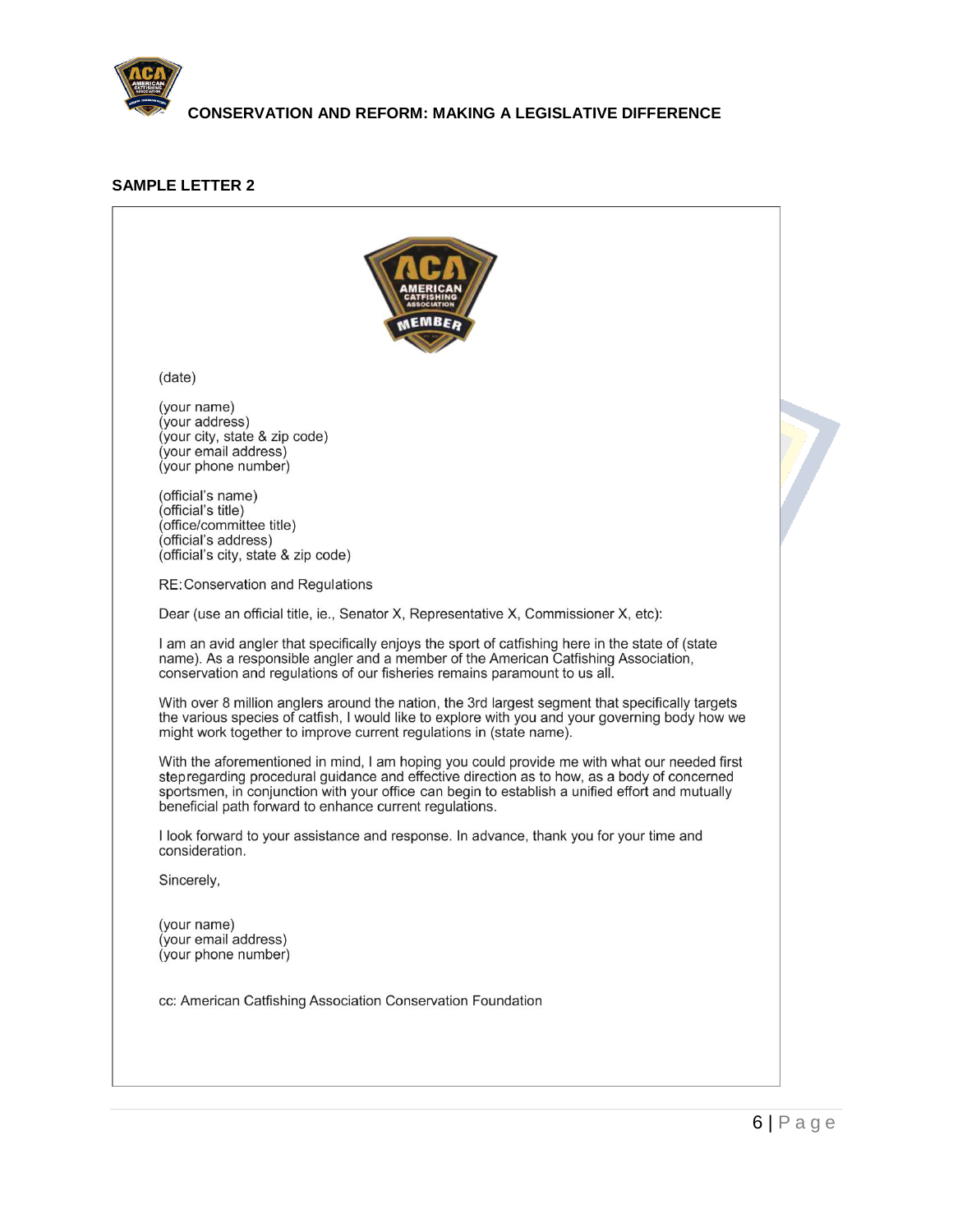## SAMPLE LETTER 2

(date)

(your name)
(your address)
(your city, state & zip code)
(your email address)
(your phone number)

(official's name)
(official's title)
(office/committee title)
(official's address)
(official's city, state & zip code)

RE: Conservation and Regulations

Dear (use an official title, ie., Senator X, Representative X, Commissioner X, etc):

I am an avid angler that specifically enjoys the sport of catfishing here in the state of (state name). As a responsible angler and a member of the American Catfishing Association, conservation and regulations of our fisheries remains paramount to us all.

With over 8 million anglers around the nation, the 3rd largest segment that specifically targets the various species of catfish, I would like to explore with you and your governing body how we might work together to improve current regulations in (state name).

With the aforementioned in mind, I am hoping you could provide me with what our needed first stepregarding procedural guidance and effective direction as to how, as a body of concerned sportsmen, in conjunction with your office can begin to establish a unified effort and mutually beneficial path forward to enhance current regulations.

I look forward to your assistance and response. In advance, thank you for your time and consideration.

Sincerely,

(your name)
(your email address)
(your phone number)

cc: American Catfishing Association Conservation Foundation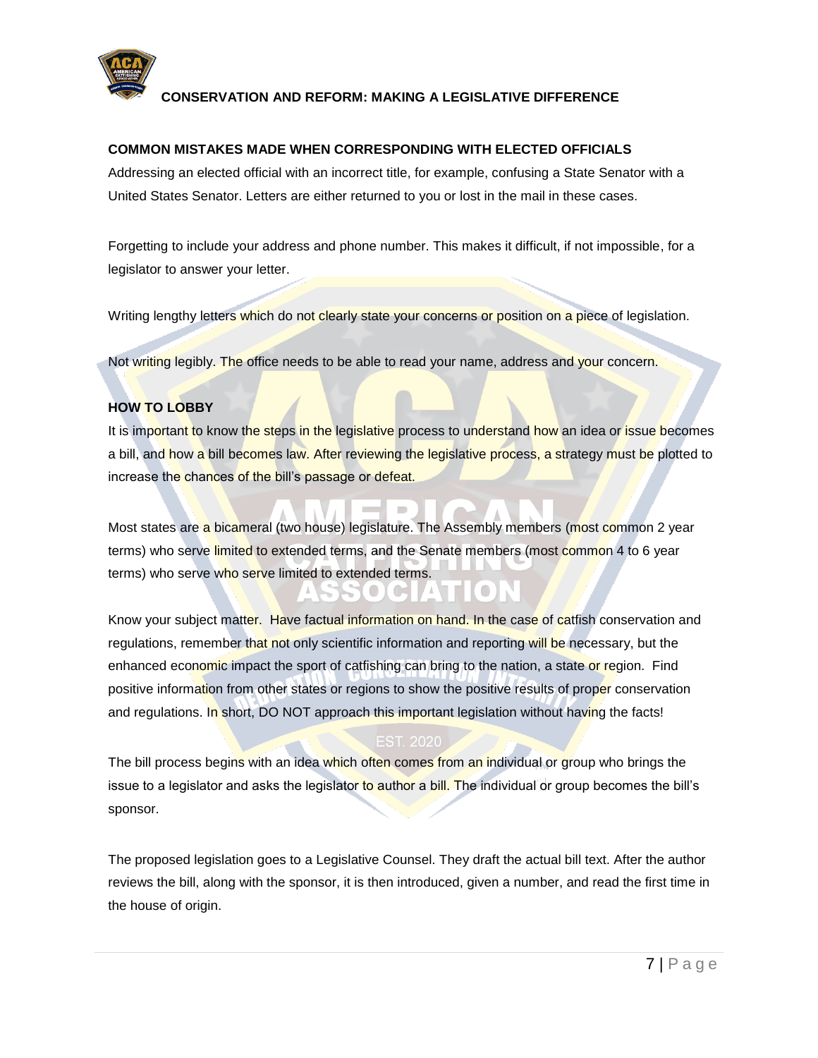## COMMON MISTAKES MADE WHEN CORRESPONDING WITH ELECTED OFFICIALS

Addressing an elected official with an incorrect title, for example, confusing a State Senator with a United States Senator. Letters are either returned to you or lost in the mail in these cases.

Forgetting to include your address and phone number. This makes it difficult, if not impossible, for a legislator to answer your letter.

Writing lengthy letters which do not clearly state your concerns or position on a piece of legislation.

Not writing legibly. The office needs to be able to read your name, address and your concern.

## HOW TO LOBBY

It is important to know the steps in the legislative process to understand how an idea or issue becomes a bill, and how a bill becomes law. After reviewing the legislative process, a strategy must be plotted to increase the chances of the bill's passage or defeat.

Most states are a bicameral (two house) legislature. The Assembly members (most common 2 year terms) who serve limited to extended terms, and the Senate members (most common 4 to 6 year terms) who serve limited to extended terms.

Know your subject matter. Have factual information on hand. In the case of catfish conservation and regulations, remember that not only scientific information and reporting will be necessary, but the enhanced economic impact the sport of catfishing can bring to the nation, a state or region. Find positive information from other states or regions to show the positive results of proper conservation and regulations. In short, DO NOT approach this important legislation without having the facts!

The bill process begins with an idea which often comes from an individual or group who brings the issue to a legislator and asks the legislator to author a bill. The individual or group becomes the bill's sponsor.

The proposed legislation goes to a Legislative Counsel. They draft the actual bill text. After the author reviews the bill, along with the sponsor, it is then introduced, given a number, and read the first time in the house of origin.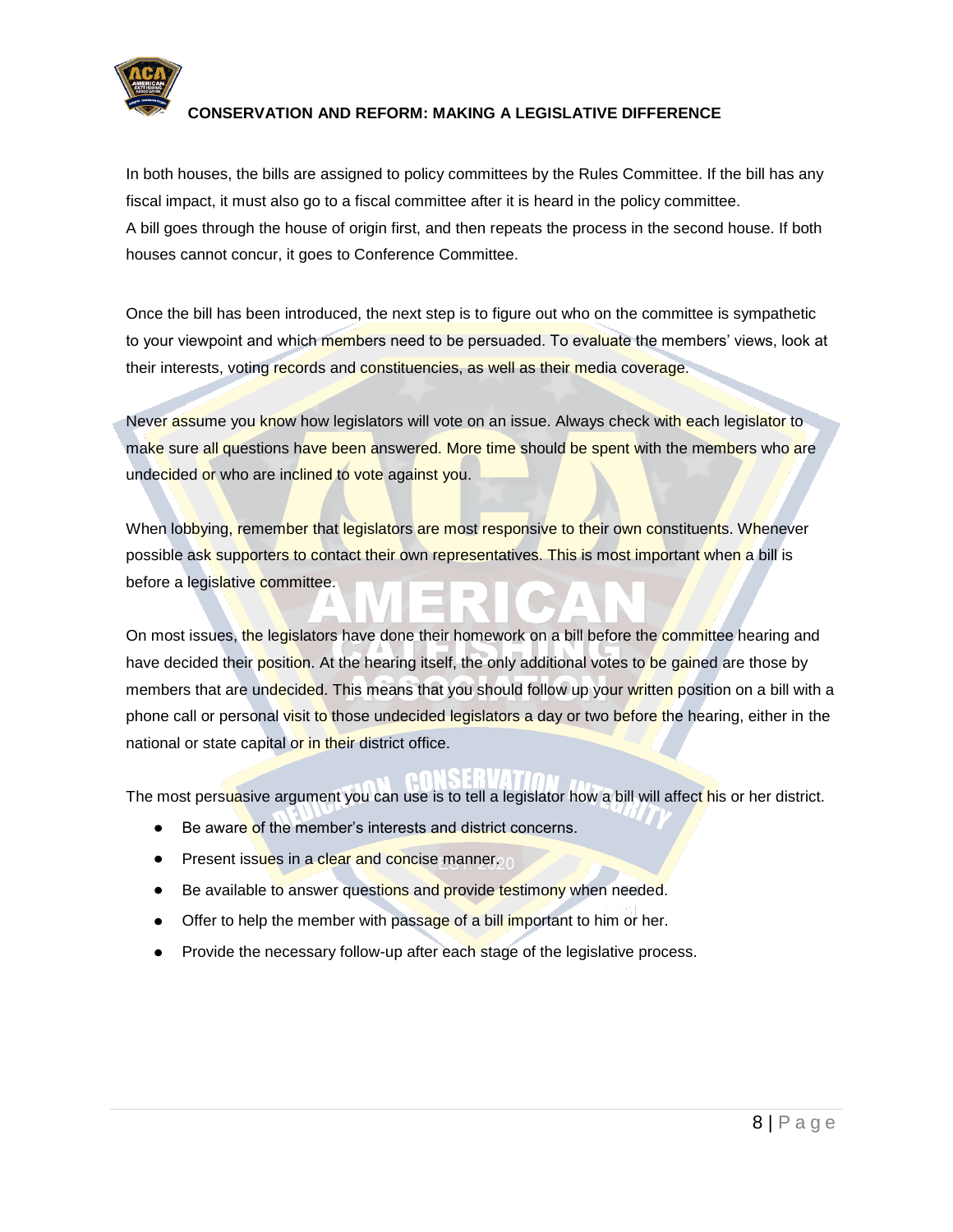In both houses, the bills are assigned to policy committees by the Rules Committee. If the bill has any fiscal impact, it must also go to a fiscal committee after it is heard in the policy committee.
A bill goes through the house of origin first, and then repeats the process in the second house. If both houses cannot concur, it goes to Conference Committee.

Once the bill has been introduced, the next step is to figure out who on the committee is sympathetic to your viewpoint and which members need to be persuaded. To evaluate the members' views, look at their interests, voting records and constituencies, as well as their media coverage.

Never assume you know how legislators will vote on an issue. Always check with each legislator to make sure all questions have been answered. More time should be spent with the members who are undecided or who are inclined to vote against you.

When lobbying, remember that legislators are most responsive to their own constituents. Whenever possible ask supporters to contact their own representatives. This is most important when a bill is before a legislative committee.

On most issues, the legislators have done their homework on a bill before the committee hearing and have decided their position. At the hearing itself, the only additional votes to be gained are those by members that are undecided. This means that you should follow up your written position on a bill with a phone call or personal visit to those undecided legislators a day or two before the hearing, either in the national or state capital or in their district office.

The most persuasive argument you can use is to tell a legislator how a bill will affect his or her district.

- Be aware of the member's interests and district concerns.
- Present issues in a clear and concise manner.
- Be available to answer questions and provide testimony when needed.
- Offer to help the member with passage of a bill important to him or her.
- Provide the necessary follow-up after each stage of the legislative process.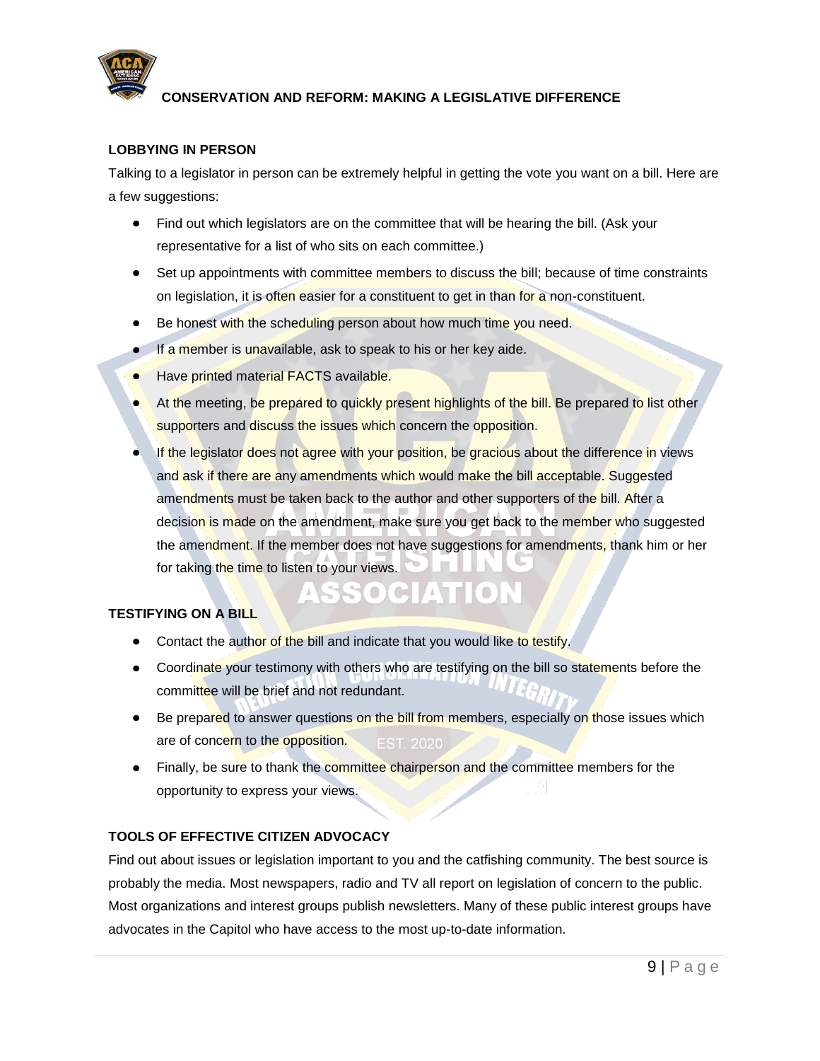## LOBBYING IN PERSON

Talking to a legislator in person can be extremely helpful in getting the vote you want on a bill. Here are a few suggestions:

- Find out which legislators are on the committee that will be hearing the bill. (Ask your representative for a list of who sits on each committee.)
- Set up appointments with committee members to discuss the bill; because of time constraints on legislation, it is often easier for a constituent to get in than for a non-constituent.
- Be honest with the scheduling person about how much time you need.
- If a member is unavailable, ask to speak to his or her key aide.
- Have printed material FACTS available.
- At the meeting, be prepared to quickly present highlights of the bill. Be prepared to list other supporters and discuss the issues which concern the opposition.
- If the legislator does not agree with your position, be gracious about the difference in views and ask if there are any amendments which would make the bill acceptable. Suggested amendments must be taken back to the author and other supporters of the bill. After a decision is made on the amendment, make sure you get back to the member who suggested the amendment. If the member does not have suggestions for amendments, thank him or her for taking the time to listen to your views.

## TESTIFYING ON A BILL

- Contact the author of the bill and indicate that you would like to testify.
- Coordinate your testimony with others who are testifying on the bill so statements before the committee will be brief and not redundant.
- Be prepared to answer questions on the bill from members, especially on those issues which are of concern to the opposition.
- Finally, be sure to thank the committee chairperson and the committee members for the opportunity to express your views.

## TOOLS OF EFFECTIVE CITIZEN ADVOCACY

Find out about issues or legislation important to you and the catfishing community. The best source is probably the media. Most newspapers, radio and TV all report on legislation of concern to the public. Most organizations and interest groups publish newsletters. Many of these public interest groups have advocates in the Capitol who have access to the most up-to-date information.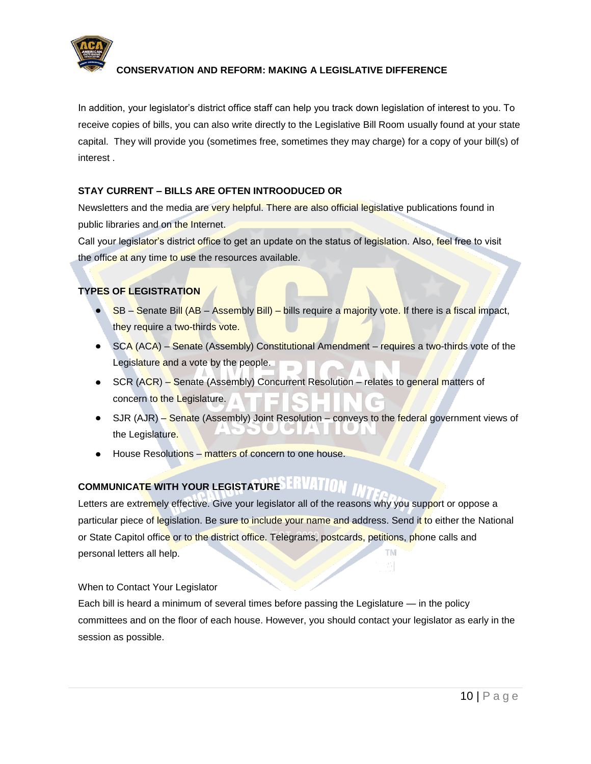In addition, your legislator's district office staff can help you track down legislation of interest to you. To receive copies of bills, you can also write directly to the Legislative Bill Room usually found at your state capital. They will provide you (sometimes free, sometimes they may charge) for a copy of your bill(s) of interest .

**STAY CURRENT – BILLS ARE OFTEN INTROODUCED OR**

Newsletters and the media are very helpful. There are also official legislative publications found in public libraries and on the Internet.

Call your legislator's district office to get an update on the status of legislation. Also, feel free to visit the office at any time to use the resources available.

**TYPES OF LEGISTRATION**

- SB – Senate Bill (AB – Assembly Bill) – bills require a majority vote. If there is a fiscal impact, they require a two-thirds vote.
- SCA (ACA) – Senate (Assembly) Constitutional Amendment – requires a two-thirds vote of the Legislature and a vote by the people.
- SCR (ACR) – Senate (Assembly) Concurrent Resolution – relates to general matters of concern to the Legislature.
- SJR (AJR) – Senate (Assembly) Joint Resolution – conveys to the federal government views of the Legislature.
- House Resolutions – matters of concern to one house.

**COMMUNICATE WITH YOUR LEGISTATURE**

Letters are extremely effective. Give your legislator all of the reasons why you support or oppose a particular piece of legislation. Be sure to include your name and address. Send it to either the National or State Capitol office or to the district office. Telegrams, postcards, petitions, phone calls and personal letters all help.

When to Contact Your Legislator

Each bill is heard a minimum of several times before passing the Legislature — in the policy committees and on the floor of each house. However, you should contact your legislator as early in the session as possible.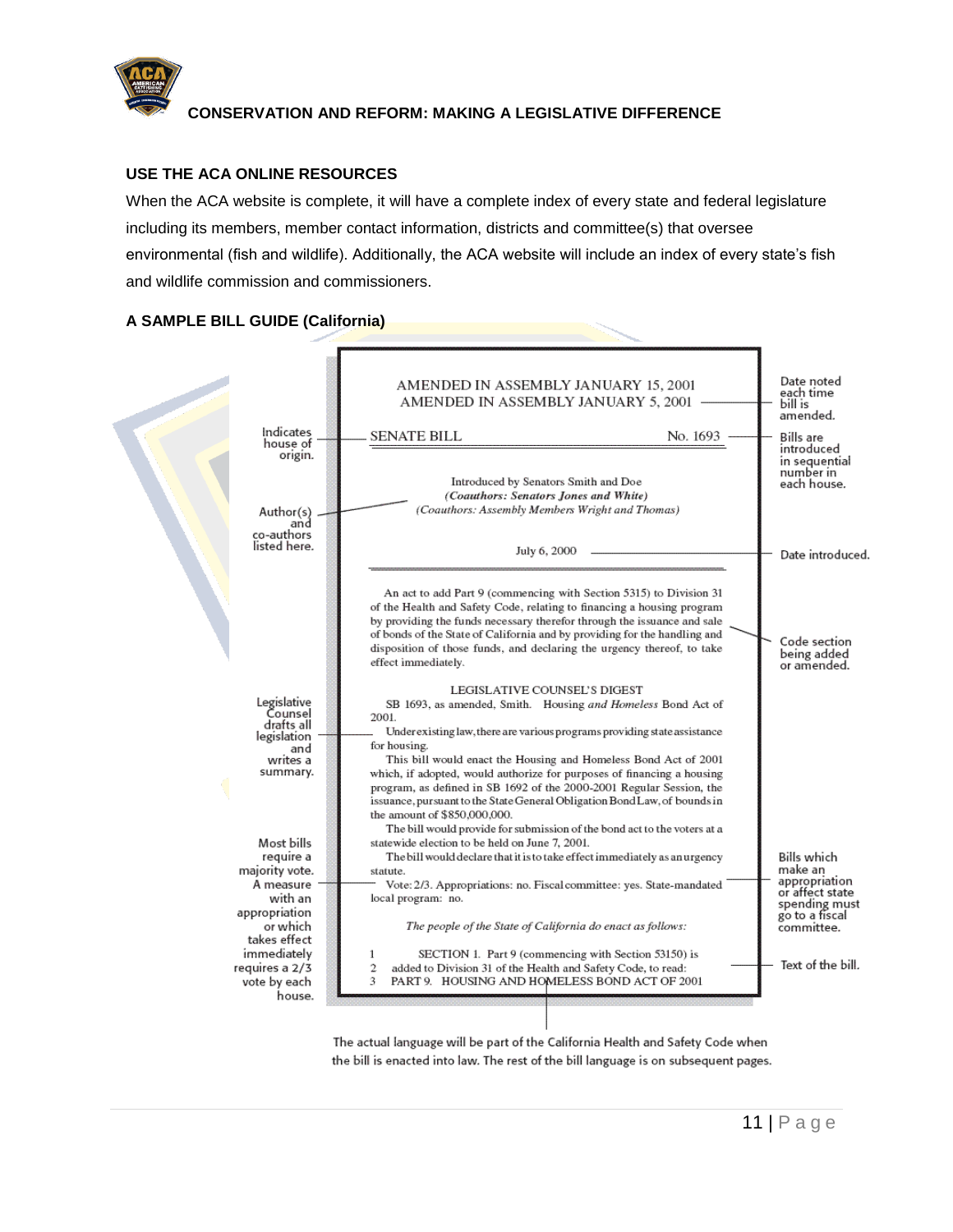## USE THE ACA ONLINE RESOURCES

When the ACA website is complete, it will have a complete index of every state and federal legislature including its members, member contact information, districts and committee(s) that oversee environmental (fish and wildlife). Additionally, the ACA website will include an index of every state's fish and wildlife commission and commissioners.

## A SAMPLE BILL GUIDE (California)

AMENDED IN ASSEMBLY JANUARY 15, 2001
AMENDED IN ASSEMBLY JANUARY 5, 2001

SENATE BILL No. 1693

Introduced by Senators Smith and Doe
*(Coauthors: Senators Jones and White)*
*(Coauthors: Assembly Members Wright and Thomas)*

July 6, 2000

An act to add Part 9 (commencing with Section 5315) to Division 31 of the Health and Safety Code, relating to financing a housing program by providing the funds necessary therefor through the issuance and sale of bonds of the State of California and by providing for the handling and disposition of those funds, and declaring the urgency thereof, to take effect immediately.

LEGISLATIVE COUNSEL'S DIGEST

SB 1693, as amended, Smith. Housing *and Homeless* Bond Act of 2001.

Under existing law, there are various programs providing state assistance for housing.

This bill would enact the Housing and Homeless Bond Act of 2001 which, if adopted, would authorize for purposes of financing a housing program, as defined in SB 1692 of the 2000-2001 Regular Session, the issuance, pursuant to the State General Obligation Bond Law, of bounds in the amount of $850,000,000.

The bill would provide for submission of the bond act to the voters at a statewide election to be held on June 7, 2001.

The bill would declare that it is to take effect immediately as an urgency statute.

Vote: 2/3. Appropriations: no. Fiscal committee: yes. State-mandated local program: no.

*The people of the State of California do enact as follows:*

1 SECTION 1. Part 9 (commencing with Section 53150) is
2 added to Division 31 of the Health and Safety Code, to read:
3 PART 9. HOUSING AND HOMELESS BOND ACT OF 2001

Annotations:

- Date noted each time bill is amended.
- Indicates house of origin.
- Bills are introduced in sequential number in each house.
- Author(s) and co-authors listed here.
- Date introduced.
- Code section being added or amended.
- Legislative Counsel drafts all legislation and writes a summary.
- Most bills require a majority vote. A measure with an appropriation or which takes effect immediately requires a 2/3 vote by each house.
- Bills which make an appropriation or affect state spending must go to a fiscal committee.
- Text of the bill.

The actual language will be part of the California Health and Safety Code when the bill is enacted into law. The rest of the bill language is on subsequent pages.